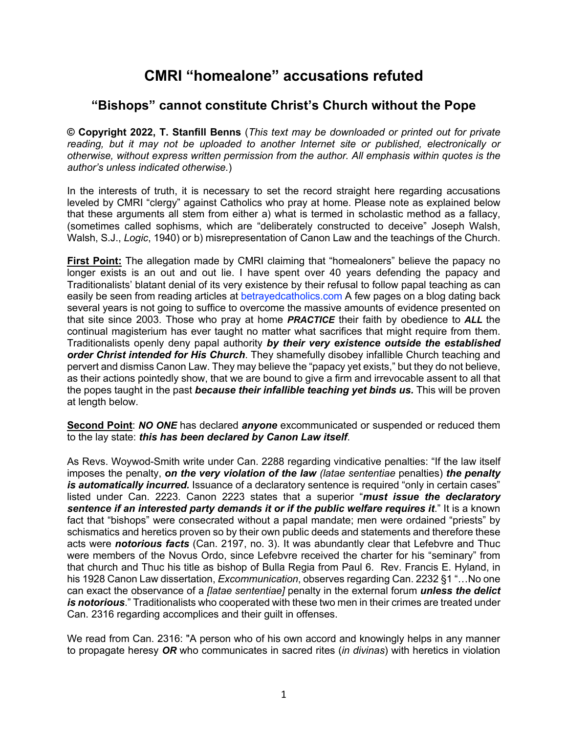# CMRI "homealone" accusations refuted

## "Bishops" cannot constitute Christ's Church without the Pope

**© Copyright 2022, T. Stanfill Benns** (*This text may be downloaded or printed out for private reading, but it may not be uploaded to another Internet site or published, electronically or otherwise, without express written permission from the author. All emphasis within quotes is the author's unless indicated otherwise.*)

In the interests of truth, it is necessary to set the record straight here regarding accusations leveled by CMRI "clergy" against Catholics who pray at home. Please note as explained below that these arguments all stem from either a) what is termed in scholastic method as a fallacy, (sometimes called sophisms, which are "deliberately constructed to deceive" Joseph Walsh, Walsh, S.J., *Logic*, 1940) or b) misrepresentation of Canon Law and the teachings of the Church.

**First Point:** The allegation made by CMRI claiming that "homealoners" believe the papacy no longer exists is an out and out lie. I have spent over 40 years defending the papacy and Traditionalists' blatant denial of its very existence by their refusal to follow papal teaching as can easily be seen from reading articles at betrayedcatholics.com A few pages on a blog dating back several years is not going to suffice to overcome the massive amounts of evidence presented on that site since 2003. Those who pray at home ***PRACTICE*** their faith by obedience to ***ALL*** the continual magisterium has ever taught no matter what sacrifices that might require from them. Traditionalists openly deny papal authority ***by their very existence outside the established order Christ intended for His Church***. They shamefully disobey infallible Church teaching and pervert and dismiss Canon Law. They may believe the "papacy yet exists," but they do not believe, as their actions pointedly show, that we are bound to give a firm and irrevocable assent to all that the popes taught in the past ***because their infallible teaching yet binds us.*** This will be proven at length below.

**Second Point**: ***NO ONE*** has declared ***anyone*** excommunicated or suspended or reduced them to the lay state: ***this has been declared by Canon Law itself***.

As Revs. Woywod-Smith write under Can. 2288 regarding vindicative penalties: "If the law itself imposes the penalty, ***on the very violation of the law*** *(latae sententiae* penalties) ***the penalty is automatically incurred.*** Issuance of a declaratory sentence is required "only in certain cases" listed under Can. 2223. Canon 2223 states that a superior "***must issue the declaratory sentence if an interested party demands it or if the public welfare requires it***." It is a known fact that "bishops" were consecrated without a papal mandate; men were ordained "priests" by schismatics and heretics proven so by their own public deeds and statements and therefore these acts were ***notorious facts*** (Can. 2197, no. 3). It was abundantly clear that Lefebvre and Thuc were members of the Novus Ordo, since Lefebvre received the charter for his "seminary" from that church and Thuc his title as bishop of Bulla Regia from Paul 6. Rev. Francis E. Hyland, in his 1928 Canon Law dissertation, *Excommunication*, observes regarding Can. 2232 §1 "…No one can exact the observance of a *[latae sententiae]* penalty in the external forum ***unless the delict is notorious***." Traditionalists who cooperated with these two men in their crimes are treated under Can. 2316 regarding accomplices and their guilt in offenses.

We read from Can. 2316: "A person who of his own accord and knowingly helps in any manner to propagate heresy ***OR*** who communicates in sacred rites (*in divinas*) with heretics in violation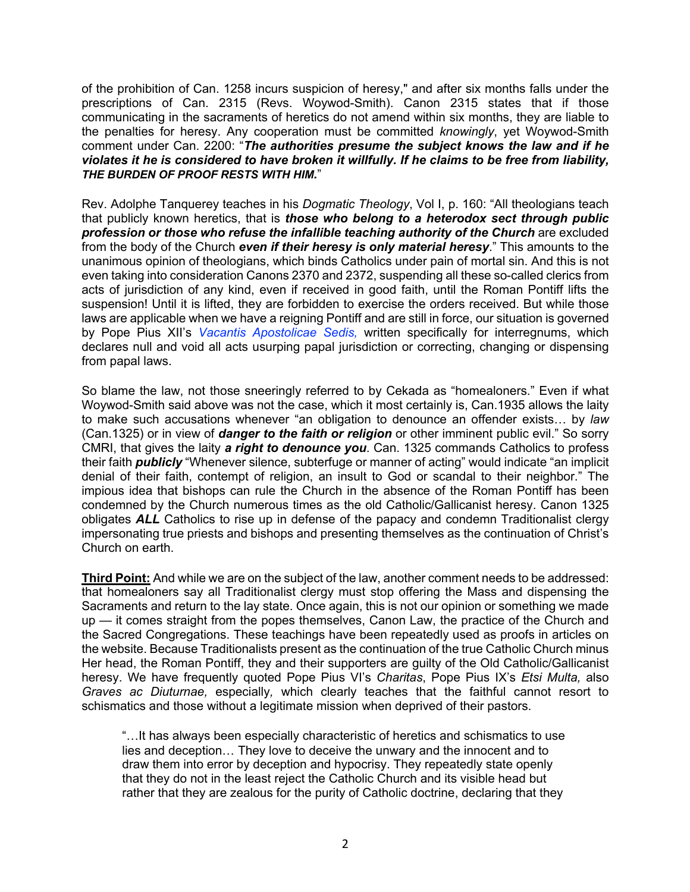of the prohibition of Can. 1258 incurs suspicion of heresy," and after six months falls under the prescriptions of Can. 2315 (Revs. Woywod-Smith). Canon 2315 states that if those communicating in the sacraments of heretics do not amend within six months, they are liable to the penalties for heresy. Any cooperation must be committed *knowingly*, yet Woywod-Smith comment under Can. 2200: "***The authorities presume the subject knows the law and if he violates it he is considered to have broken it willfully. If he claims to be free from liability, THE BURDEN OF PROOF RESTS WITH HIM.***"

Rev. Adolphe Tanquerey teaches in his *Dogmatic Theology*, Vol I, p. 160: "All theologians teach that publicly known heretics, that is ***those who belong to a heterodox sect through public profession or those who refuse the infallible teaching authority of the Church*** are excluded from the body of the Church ***even if their heresy is only material heresy***." This amounts to the unanimous opinion of theologians, which binds Catholics under pain of mortal sin. And this is not even taking into consideration Canons 2370 and 2372, suspending all these so-called clerics from acts of jurisdiction of any kind, even if received in good faith, until the Roman Pontiff lifts the suspension! Until it is lifted, they are forbidden to exercise the orders received. But while those laws are applicable when we have a reigning Pontiff and are still in force, our situation is governed by Pope Pius XII's *Vacantis Apostolicae Sedis,* written specifically for interregnums, which declares null and void all acts usurping papal jurisdiction or correcting, changing or dispensing from papal laws.

So blame the law, not those sneeringly referred to by Cekada as "homealoners." Even if what Woywod-Smith said above was not the case, which it most certainly is, Can.1935 allows the laity to make such accusations whenever "an obligation to denounce an offender exists… by *law* (Can.1325) or in view of ***danger to the faith or religion*** or other imminent public evil." So sorry CMRI, that gives the laity ***a right to denounce you***. Can. 1325 commands Catholics to profess their faith ***publicly*** "Whenever silence, subterfuge or manner of acting" would indicate "an implicit denial of their faith, contempt of religion, an insult to God or scandal to their neighbor." The impious idea that bishops can rule the Church in the absence of the Roman Pontiff has been condemned by the Church numerous times as the old Catholic/Gallicanist heresy. Canon 1325 obligates ***ALL*** Catholics to rise up in defense of the papacy and condemn Traditionalist clergy impersonating true priests and bishops and presenting themselves as the continuation of Christ's Church on earth.

**Third Point:** And while we are on the subject of the law, another comment needs to be addressed: that homealoners say all Traditionalist clergy must stop offering the Mass and dispensing the Sacraments and return to the lay state. Once again, this is not our opinion or something we made up — it comes straight from the popes themselves, Canon Law, the practice of the Church and the Sacred Congregations. These teachings have been repeatedly used as proofs in articles on the website. Because Traditionalists present as the continuation of the true Catholic Church minus Her head, the Roman Pontiff, they and their supporters are guilty of the Old Catholic/Gallicanist heresy. We have frequently quoted Pope Pius VI's *Charitas*, Pope Pius IX's *Etsi Multa,* also *Graves ac Diuturnae,* especially*,* which clearly teaches that the faithful cannot resort to schismatics and those without a legitimate mission when deprived of their pastors.

> "…It has always been especially characteristic of heretics and schismatics to use lies and deception… They love to deceive the unwary and the innocent and to draw them into error by deception and hypocrisy. They repeatedly state openly that they do not in the least reject the Catholic Church and its visible head but rather that they are zealous for the purity of Catholic doctrine, declaring that they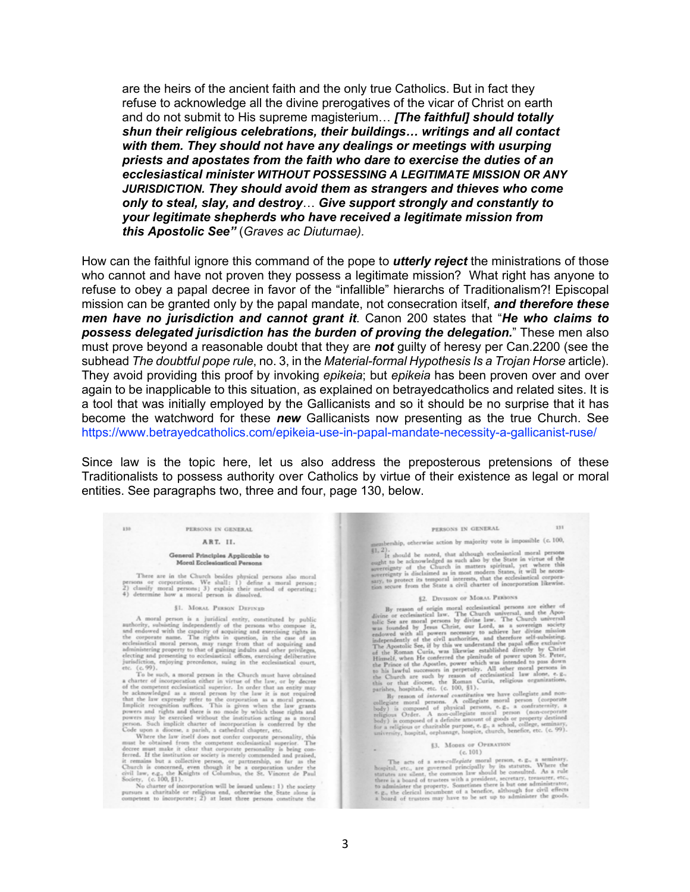> are the heirs of the ancient faith and the only true Catholics. But in fact they refuse to acknowledge all the divine prerogatives of the vicar of Christ on earth and do not submit to His supreme magisterium… ***[The faithful] should totally shun their religious celebrations, their buildings… writings and all contact with them. They should not have any dealings or meetings with usurping priests and apostates from the faith who dare to exercise the duties of an ecclesiastical minister WITHOUT POSSESSING A LEGITIMATE MISSION OR ANY JURISDICTION. They should avoid them as strangers and thieves who come only to steal, slay, and destroy****… **Give support strongly and constantly to your legitimate shepherds who have received a legitimate mission from this Apostolic See"*** (*Graves ac Diuturnae).*

How can the faithful ignore this command of the pope to ***utterly reject*** the ministrations of those who cannot and have not proven they possess a legitimate mission? What right has anyone to refuse to obey a papal decree in favor of the "infallible" hierarchs of Traditionalism?! Episcopal mission can be granted only by the papal mandate, not consecration itself, ***and therefore these men have no jurisdiction and cannot grant it***. Canon 200 states that "***He who claims to possess delegated jurisdiction has the burden of proving the delegation.***" These men also must prove beyond a reasonable doubt that they are ***not*** guilty of heresy per Can.2200 (see the subhead *The doubtful pope rule*, no. 3, in the *Material-formal Hypothesis Is a Trojan Horse* article). They avoid providing this proof by invoking *epikeia*; but *epikeia* has been proven over and over again to be inapplicable to this situation, as explained on betrayedcatholics and related sites. It is a tool that was initially employed by the Gallicanists and so it should be no surprise that it has become the watchword for these ***new*** Gallicanists now presenting as the true Church. See https://www.betrayedcatholics.com/epikeia-use-in-papal-mandate-necessity-a-gallicanist-ruse/

Since law is the topic here, let us also address the preposterous pretensions of these Traditionalists to possess authority over Catholics by virtue of their existence as legal or moral entities. See paragraphs two, three and four, page 130, below.

---

130 PERSONS IN GENERAL

## ART. II.

### General Principles Applicable to Moral Ecclesiastical Persons

There are in the Church besides physical persons also moral persons or corporations. We shall: 1) define a moral person; 2) classify moral persons; 3) explain their method of operating; 4) determine how a moral person is dissolved.

#### §1. Moral Person Defined

A moral person is a juridical entity, constituted by public authority, subsisting independently of the persons who compose it, and endowed with the capacity of acquiring and exercising rights in the corporate name. The rights in question, in the case of an ecclesiastical moral person, may range from that of acquiring and administering property to that of gaining indults and other privileges, electing and presenting to ecclesiastical offices, exercising deliberative jurisdiction, enjoying precedence, suing in the ecclesiastical court, etc. (c. 99).

To be such, a moral person in the Church must have obtained a charter of incorporation either in virtue of the law, or by decree of the competent ecclesiastical superior. In order that an entity may be acknowledged as a moral person by the law it is not required that the law expressly refer to the corporation as a moral person. Implicit recognition suffices. This is given when the law grants powers and rights and there is no mode by which those rights and powers may be exercised without the institution acting as a moral person. Such implicit charter of incorporation is conferred by the Code upon a diocese, a parish, a cathedral chapter, etc.

Where the law itself does not confer corporate personality, this must be obtained from the competent ecclesiastical superior. The decree must make it clear that corporate personality is being conferred. If the institution or society is merely commended and praised, it remains but a collective person, or partnership, so far as the Church is concerned, even though it be a corporation under the civil law, e.g., the Knights of Columbus, the St. Vincent de Paul Society, (c. 100, §1).

No charter of incorporation will be issued unless: 1) the society pursues a charitable or religious end, otherwise the State alone is competent to incorporate; 2) at least three persons constitute the

PERSONS IN GENERAL 131

membership, otherwise action by majority vote is impossible (c. 100, §1, 2).

It should be noted, that although ecclesiastical moral persons ought to be acknowledged as such also by the State in virtue of the sovereignty of the Church in matters spiritual, yet where this sovereignty is disclaimed as in most modern States, it will be necessary, to protect its temporal interests, that the ecclesiastical corporation secure from the State a civil charter of incorporation likewise.

#### §2. Division of Moral Persons

By reason of origin moral ecclesiastical persons are either of divine or ecclesiastical law. The Church universal, and the Apostolic See are moral persons by divine law. The Church universal was founded by Jesus Christ, our Lord, as a sovereign society endowed with all powers necessary to achieve her divine mission independently of the civil authorities, and therefore self-subsisting. The Apostolic See, if by this we understand the papal office exclusive of the Roman Curia, was likewise established directly by Christ Himself, when He conferred the plenitude of power upon St. Peter, the Prince of the Apostles, power which was intended to pass down to his lawful successors in perpetuity. All other moral persons in the Church are such by reason of ecclesiastical law alone, e. g., this or that diocese, the Roman Curia, religious organizations, parishes, hospitals, etc. (c. 100, §1).

By reason of *internal constitution* we have collegiate and non-collegiate moral persons. A collegiate moral person (corporate body) is composed of physical persons, e. g., a confraternity, a religious Order. A non-collegiate moral person (non-corporate body) is composed of a definite amount of goods or property destined for a religious or charitable purpose, e. g., a school, college, seminary, university, hospital, orphanage, hospice, church, benefice, etc. (c. 99).

#### §3. Modes of Operation
(c. 101)

The acts of a *non-collegiate* moral person, e. g., a seminary, hospital, etc., are governed principally by its statutes. Where the statutes are silent, the common law should be consulted. As a rule there is a board of trustees with a president, secretary, treasurer, etc., to administer the property. Sometimes there is but one administrator, e. g., the clerical incumbent of a benefice, although for civil effects a board of trustees may have to be set up to administer the goods.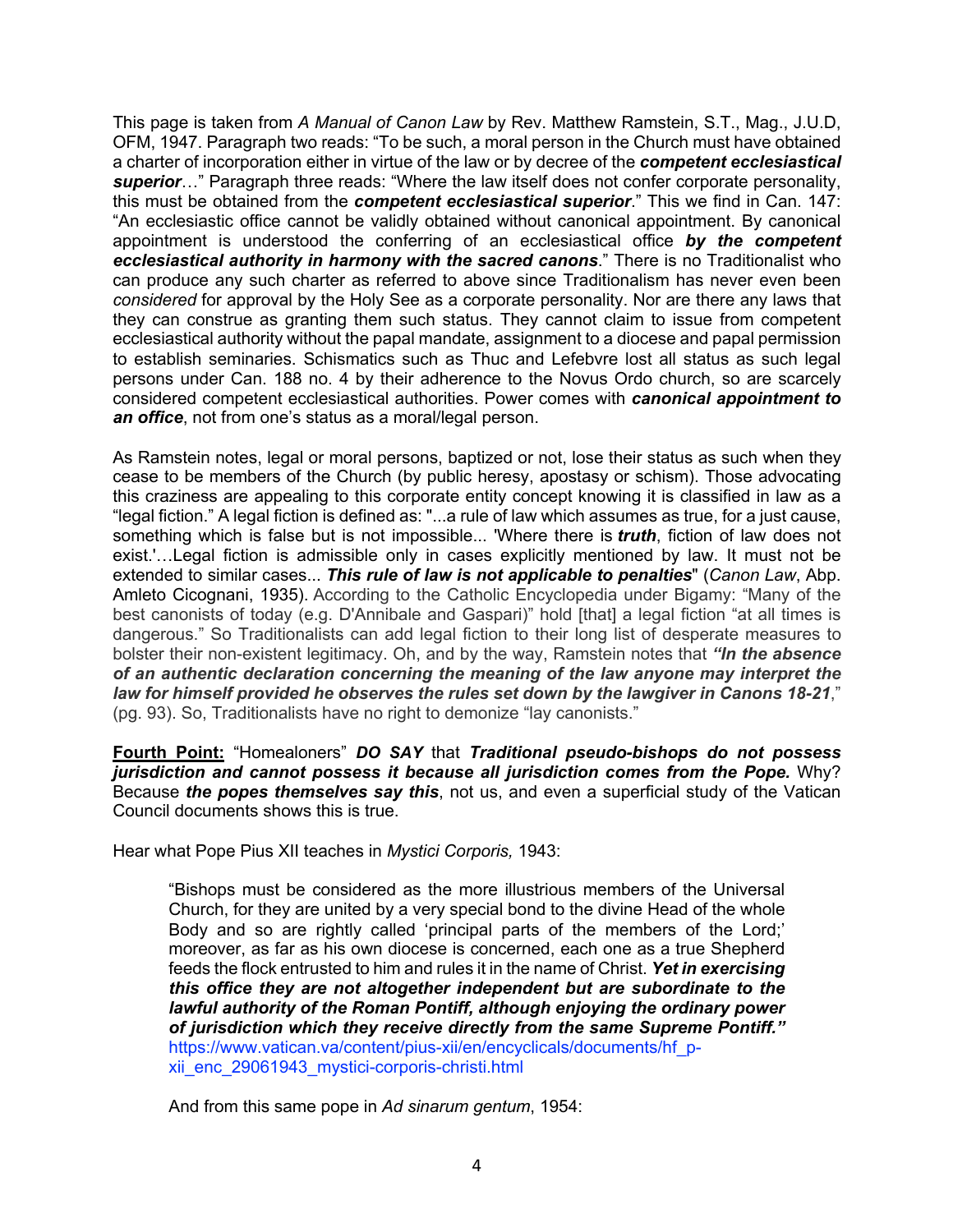This page is taken from *A Manual of Canon Law* by Rev. Matthew Ramstein, S.T., Mag., J.U.D, OFM, 1947. Paragraph two reads: "To be such, a moral person in the Church must have obtained a charter of incorporation either in virtue of the law or by decree of the ***competent ecclesiastical superior***…" Paragraph three reads: "Where the law itself does not confer corporate personality, this must be obtained from the ***competent ecclesiastical superior***." This we find in Can. 147: "An ecclesiastic office cannot be validly obtained without canonical appointment. By canonical appointment is understood the conferring of an ecclesiastical office ***by the competent ecclesiastical authority in harmony with the sacred canons***." There is no Traditionalist who can produce any such charter as referred to above since Traditionalism has never even been *considered* for approval by the Holy See as a corporate personality. Nor are there any laws that they can construe as granting them such status. They cannot claim to issue from competent ecclesiastical authority without the papal mandate, assignment to a diocese and papal permission to establish seminaries. Schismatics such as Thuc and Lefebvre lost all status as such legal persons under Can. 188 no. 4 by their adherence to the Novus Ordo church, so are scarcely considered competent ecclesiastical authorities. Power comes with ***canonical appointment to an office***, not from one's status as a moral/legal person.

As Ramstein notes, legal or moral persons, baptized or not, lose their status as such when they cease to be members of the Church (by public heresy, apostasy or schism). Those advocating this craziness are appealing to this corporate entity concept knowing it is classified in law as a "legal fiction." A legal fiction is defined as: "...a rule of law which assumes as true, for a just cause, something which is false but is not impossible... 'Where there is ***truth***, fiction of law does not exist.'…Legal fiction is admissible only in cases explicitly mentioned by law. It must not be extended to similar cases... ***This rule of law is not applicable to penalties***" (*Canon Law*, Abp. Amleto Cicognani, 1935). According to the Catholic Encyclopedia under Bigamy: "Many of the best canonists of today (e.g. D'Annibale and Gaspari)" hold [that] a legal fiction "at all times is dangerous." So Traditionalists can add legal fiction to their long list of desperate measures to bolster their non-existent legitimacy. Oh, and by the way, Ramstein notes that ***"In the absence of an authentic declaration concerning the meaning of the law anyone may interpret the law for himself provided he observes the rules set down by the lawgiver in Canons 18-21***," (pg. 93). So, Traditionalists have no right to demonize "lay canonists."

**Fourth Point:** "Homealoners" ***DO SAY*** that ***Traditional pseudo-bishops do not possess jurisdiction and cannot possess it because all jurisdiction comes from the Pope.*** Why? Because ***the popes themselves say this***, not us, and even a superficial study of the Vatican Council documents shows this is true.

Hear what Pope Pius XII teaches in *Mystici Corporis,* 1943:

> "Bishops must be considered as the more illustrious members of the Universal Church, for they are united by a very special bond to the divine Head of the whole Body and so are rightly called 'principal parts of the members of the Lord;' moreover, as far as his own diocese is concerned, each one as a true Shepherd feeds the flock entrusted to him and rules it in the name of Christ. ***Yet in exercising this office they are not altogether independent but are subordinate to the lawful authority of the Roman Pontiff, although enjoying the ordinary power of jurisdiction which they receive directly from the same Supreme Pontiff."***
> https://www.vatican.va/content/pius-xii/en/encyclicals/documents/hf_p-xii_enc_29061943_mystici-corporis-christi.html

And from this same pope in *Ad sinarum gentum*, 1954: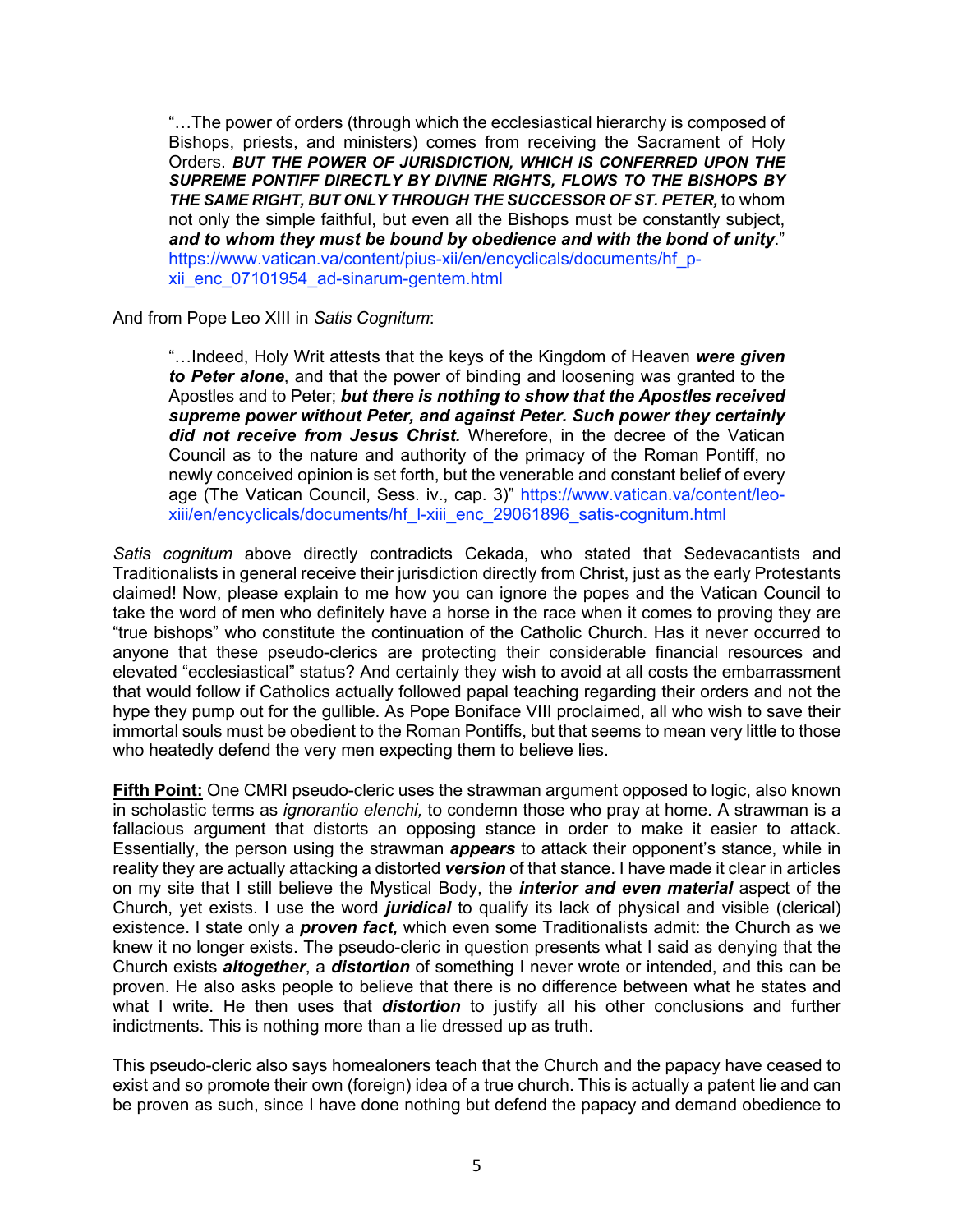> "…The power of orders (through which the ecclesiastical hierarchy is composed of Bishops, priests, and ministers) comes from receiving the Sacrament of Holy Orders. ***BUT THE POWER OF JURISDICTION, WHICH IS CONFERRED UPON THE SUPREME PONTIFF DIRECTLY BY DIVINE RIGHTS, FLOWS TO THE BISHOPS BY THE SAME RIGHT, BUT ONLY THROUGH THE SUCCESSOR OF ST. PETER,*** to whom not only the simple faithful, but even all the Bishops must be constantly subject, ***and to whom they must be bound by obedience and with the bond of unity***." https://www.vatican.va/content/pius-xii/en/encyclicals/documents/hf_p-xii_enc_07101954_ad-sinarum-gentem.html

And from Pope Leo XIII in *Satis Cognitum*:

> "…Indeed, Holy Writ attests that the keys of the Kingdom of Heaven ***were given to Peter alone***, and that the power of binding and loosening was granted to the Apostles and to Peter; ***but there is nothing to show that the Apostles received supreme power without Peter, and against Peter. Such power they certainly did not receive from Jesus Christ.*** Wherefore, in the decree of the Vatican Council as to the nature and authority of the primacy of the Roman Pontiff, no newly conceived opinion is set forth, but the venerable and constant belief of every age (The Vatican Council, Sess. iv., cap. 3)" https://www.vatican.va/content/leo-xiii/en/encyclicals/documents/hf_l-xiii_enc_29061896_satis-cognitum.html

*Satis cognitum* above directly contradicts Cekada, who stated that Sedevacantists and Traditionalists in general receive their jurisdiction directly from Christ, just as the early Protestants claimed! Now, please explain to me how you can ignore the popes and the Vatican Council to take the word of men who definitely have a horse in the race when it comes to proving they are "true bishops" who constitute the continuation of the Catholic Church. Has it never occurred to anyone that these pseudo-clerics are protecting their considerable financial resources and elevated "ecclesiastical" status? And certainly they wish to avoid at all costs the embarrassment that would follow if Catholics actually followed papal teaching regarding their orders and not the hype they pump out for the gullible. As Pope Boniface VIII proclaimed, all who wish to save their immortal souls must be obedient to the Roman Pontiffs, but that seems to mean very little to those who heatedly defend the very men expecting them to believe lies.

**Fifth Point:** One CMRI pseudo-cleric uses the strawman argument opposed to logic, also known in scholastic terms as *ignorantio elenchi,* to condemn those who pray at home. A strawman is a fallacious argument that distorts an opposing stance in order to make it easier to attack. Essentially, the person using the strawman ***appears*** to attack their opponent's stance, while in reality they are actually attacking a distorted ***version*** of that stance. I have made it clear in articles on my site that I still believe the Mystical Body, the ***interior and even material*** aspect of the Church, yet exists. I use the word ***juridical*** to qualify its lack of physical and visible (clerical) existence. I state only a ***proven fact,*** which even some Traditionalists admit: the Church as we knew it no longer exists. The pseudo-cleric in question presents what I said as denying that the Church exists ***altogether***, a ***distortion*** of something I never wrote or intended, and this can be proven. He also asks people to believe that there is no difference between what he states and what I write. He then uses that ***distortion*** to justify all his other conclusions and further indictments. This is nothing more than a lie dressed up as truth.

This pseudo-cleric also says homealoners teach that the Church and the papacy have ceased to exist and so promote their own (foreign) idea of a true church. This is actually a patent lie and can be proven as such, since I have done nothing but defend the papacy and demand obedience to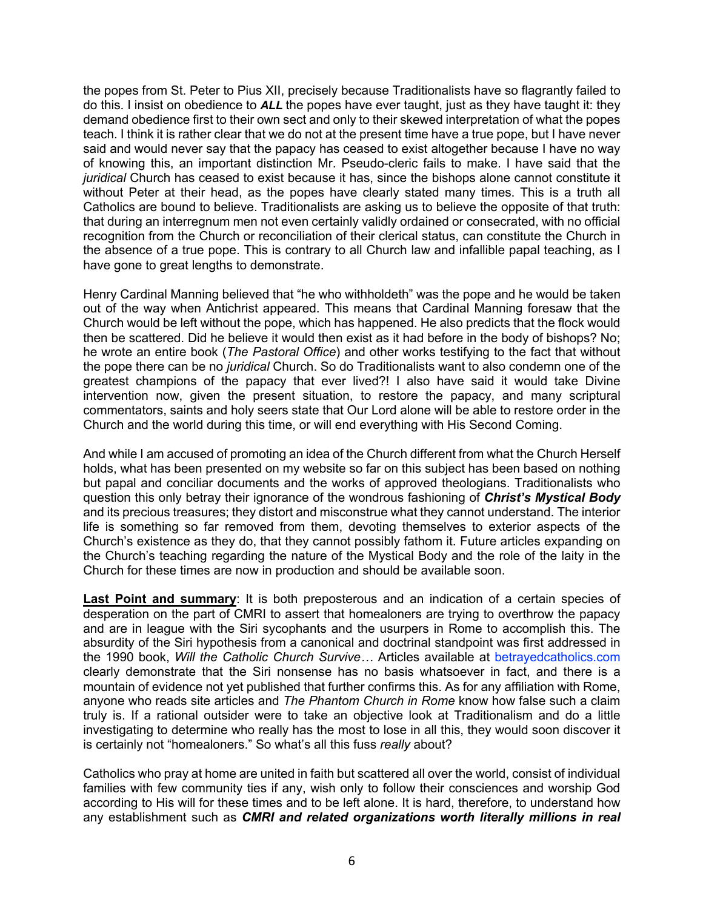the popes from St. Peter to Pius XII, precisely because Traditionalists have so flagrantly failed to do this. I insist on obedience to ***ALL*** the popes have ever taught, just as they have taught it: they demand obedience first to their own sect and only to their skewed interpretation of what the popes teach. I think it is rather clear that we do not at the present time have a true pope, but I have never said and would never say that the papacy has ceased to exist altogether because I have no way of knowing this, an important distinction Mr. Pseudo-cleric fails to make. I have said that the *juridical* Church has ceased to exist because it has, since the bishops alone cannot constitute it without Peter at their head, as the popes have clearly stated many times. This is a truth all Catholics are bound to believe. Traditionalists are asking us to believe the opposite of that truth: that during an interregnum men not even certainly validly ordained or consecrated, with no official recognition from the Church or reconciliation of their clerical status, can constitute the Church in the absence of a true pope. This is contrary to all Church law and infallible papal teaching, as I have gone to great lengths to demonstrate.

Henry Cardinal Manning believed that "he who withholdeth" was the pope and he would be taken out of the way when Antichrist appeared. This means that Cardinal Manning foresaw that the Church would be left without the pope, which has happened. He also predicts that the flock would then be scattered. Did he believe it would then exist as it had before in the body of bishops? No; he wrote an entire book (*The Pastoral Office*) and other works testifying to the fact that without the pope there can be no *juridical* Church. So do Traditionalists want to also condemn one of the greatest champions of the papacy that ever lived?! I also have said it would take Divine intervention now, given the present situation, to restore the papacy, and many scriptural commentators, saints and holy seers state that Our Lord alone will be able to restore order in the Church and the world during this time, or will end everything with His Second Coming.

And while I am accused of promoting an idea of the Church different from what the Church Herself holds, what has been presented on my website so far on this subject has been based on nothing but papal and conciliar documents and the works of approved theologians. Traditionalists who question this only betray their ignorance of the wondrous fashioning of ***Christ's Mystical Body*** and its precious treasures; they distort and misconstrue what they cannot understand. The interior life is something so far removed from them, devoting themselves to exterior aspects of the Church's existence as they do, that they cannot possibly fathom it. Future articles expanding on the Church's teaching regarding the nature of the Mystical Body and the role of the laity in the Church for these times are now in production and should be available soon.

**Last Point and summary**: It is both preposterous and an indication of a certain species of desperation on the part of CMRI to assert that homealoners are trying to overthrow the papacy and are in league with the Siri sycophants and the usurpers in Rome to accomplish this. The absurdity of the Siri hypothesis from a canonical and doctrinal standpoint was first addressed in the 1990 book, *Will the Catholic Church Survive…* Articles available at betrayedcatholics.com clearly demonstrate that the Siri nonsense has no basis whatsoever in fact, and there is a mountain of evidence not yet published that further confirms this. As for any affiliation with Rome, anyone who reads site articles and *The Phantom Church in Rome* know how false such a claim truly is. If a rational outsider were to take an objective look at Traditionalism and do a little investigating to determine who really has the most to lose in all this, they would soon discover it is certainly not "homealoners." So what's all this fuss *really* about?

Catholics who pray at home are united in faith but scattered all over the world, consist of individual families with few community ties if any, wish only to follow their consciences and worship God according to His will for these times and to be left alone. It is hard, therefore, to understand how any establishment such as ***CMRI and related organizations worth literally millions in real***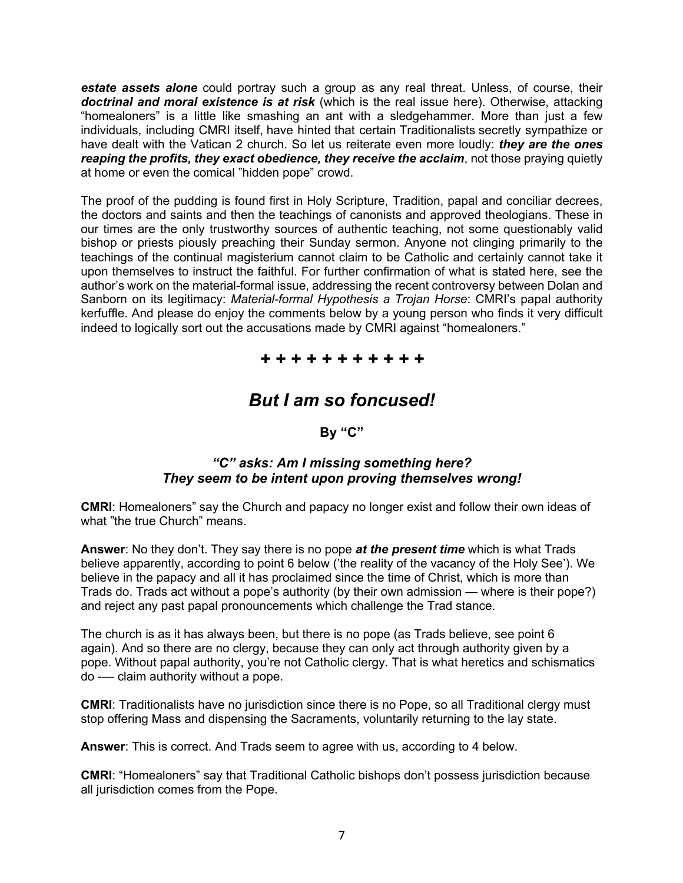***estate assets alone*** could portray such a group as any real threat. Unless, of course, their ***doctrinal and moral existence is at risk*** (which is the real issue here). Otherwise, attacking “homealoners” is a little like smashing an ant with a sledgehammer. More than just a few individuals, including CMRI itself, have hinted that certain Traditionalists secretly sympathize or have dealt with the Vatican 2 church. So let us reiterate even more loudly: ***they are the ones reaping the profits, they exact obedience, they receive the acclaim***, not those praying quietly at home or even the comical ”hidden pope” crowd.

The proof of the pudding is found first in Holy Scripture, Tradition, papal and conciliar decrees, the doctors and saints and then the teachings of canonists and approved theologians. These in our times are the only trustworthy sources of authentic teaching, not some questionably valid bishop or priests piously preaching their Sunday sermon. Anyone not clinging primarily to the teachings of the continual magisterium cannot claim to be Catholic and certainly cannot take it upon themselves to instruct the faithful. For further confirmation of what is stated here, see the author’s work on the material-formal issue, addressing the recent controversy between Dolan and Sanborn on its legitimacy: *Material-formal Hypothesis a Trojan Horse*: CMRI’s papal authority kerfuffle. And please do enjoy the comments below by a young person who finds it very difficult indeed to logically sort out the accusations made by CMRI against “homealoners.”

**+ + + + + + + + + + +**

## *But I am so foncused!*

**By “C”**

***“C” asks: Am I missing something here? They seem to be intent upon proving themselves wrong!***

**CMRI**: Homealoners” say the Church and papacy no longer exist and follow their own ideas of what ”the true Church” means.

**Answer**: No they don’t. They say there is no pope ***at the present time*** which is what Trads believe apparently, according to point 6 below (’the reality of the vacancy of the Holy See’). We believe in the papacy and all it has proclaimed since the time of Christ, which is more than Trads do. Trads act without a pope’s authority (by their own admission — where is their pope?) and reject any past papal pronouncements which challenge the Trad stance.

The church is as it has always been, but there is no pope (as Trads believe, see point 6 again). And so there are no clergy, because they can only act through authority given by a pope. Without papal authority, you’re not Catholic clergy. That is what heretics and schismatics do -— claim authority without a pope.

**CMRI**: Traditionalists have no jurisdiction since there is no Pope, so all Traditional clergy must stop offering Mass and dispensing the Sacraments, voluntarily returning to the lay state.

**Answer**: This is correct. And Trads seem to agree with us, according to 4 below.

**CMRI**: “Homealoners” say that Traditional Catholic bishops don’t possess jurisdiction because all jurisdiction comes from the Pope.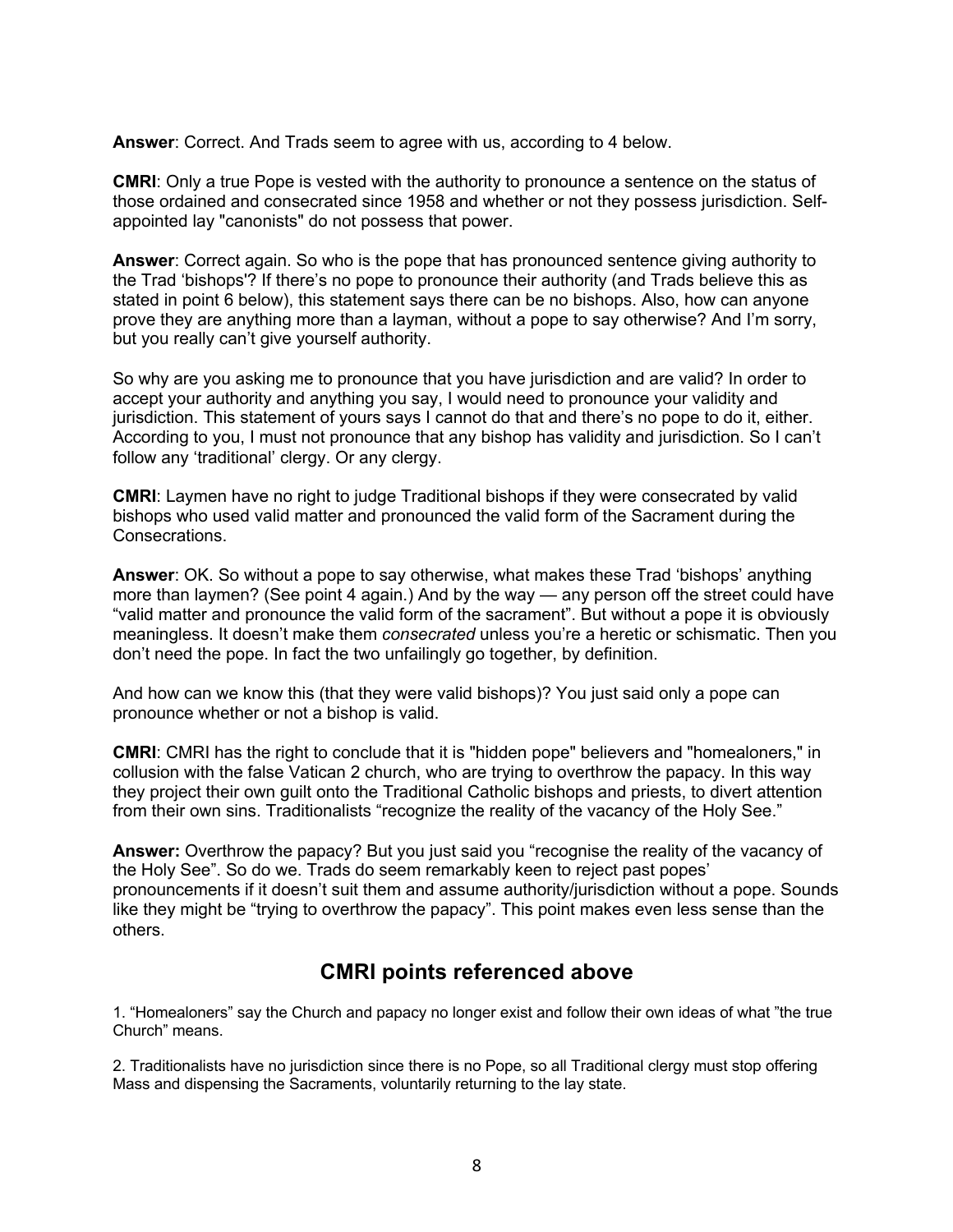**Answer**: Correct. And Trads seem to agree with us, according to 4 below.

**CMRI**: Only a true Pope is vested with the authority to pronounce a sentence on the status of those ordained and consecrated since 1958 and whether or not they possess jurisdiction. Self-appointed lay "canonists" do not possess that power.

**Answer**: Correct again. So who is the pope that has pronounced sentence giving authority to the Trad 'bishops'? If there's no pope to pronounce their authority (and Trads believe this as stated in point 6 below), this statement says there can be no bishops. Also, how can anyone prove they are anything more than a layman, without a pope to say otherwise? And I'm sorry, but you really can't give yourself authority.

So why are you asking me to pronounce that you have jurisdiction and are valid? In order to accept your authority and anything you say, I would need to pronounce your validity and jurisdiction. This statement of yours says I cannot do that and there's no pope to do it, either. According to you, I must not pronounce that any bishop has validity and jurisdiction. So I can't follow any 'traditional' clergy. Or any clergy.

**CMRI**: Laymen have no right to judge Traditional bishops if they were consecrated by valid bishops who used valid matter and pronounced the valid form of the Sacrament during the Consecrations.

**Answer**: OK. So without a pope to say otherwise, what makes these Trad 'bishops' anything more than laymen? (See point 4 again.) And by the way — any person off the street could have "valid matter and pronounce the valid form of the sacrament". But without a pope it is obviously meaningless. It doesn't make them *consecrated* unless you're a heretic or schismatic. Then you don't need the pope. In fact the two unfailingly go together, by definition.

And how can we know this (that they were valid bishops)? You just said only a pope can pronounce whether or not a bishop is valid.

**CMRI**: CMRI has the right to conclude that it is "hidden pope" believers and "homealoners," in collusion with the false Vatican 2 church, who are trying to overthrow the papacy. In this way they project their own guilt onto the Traditional Catholic bishops and priests, to divert attention from their own sins. Traditionalists "recognize the reality of the vacancy of the Holy See."

**Answer:** Overthrow the papacy? But you just said you "recognise the reality of the vacancy of the Holy See". So do we. Trads do seem remarkably keen to reject past popes' pronouncements if it doesn't suit them and assume authority/jurisdiction without a pope. Sounds like they might be "trying to overthrow the papacy". This point makes even less sense than the others.

## CMRI points referenced above

1. "Homealoners" say the Church and papacy no longer exist and follow their own ideas of what "the true Church" means.

2. Traditionalists have no jurisdiction since there is no Pope, so all Traditional clergy must stop offering Mass and dispensing the Sacraments, voluntarily returning to the lay state.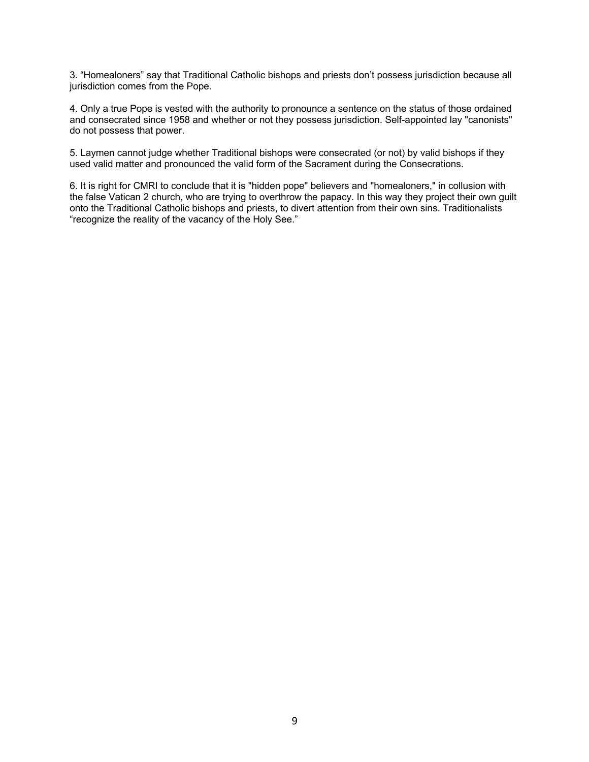3. “Homealoners” say that Traditional Catholic bishops and priests don’t possess jurisdiction because all jurisdiction comes from the Pope.

4. Only a true Pope is vested with the authority to pronounce a sentence on the status of those ordained and consecrated since 1958 and whether or not they possess jurisdiction. Self-appointed lay "canonists" do not possess that power.

5. Laymen cannot judge whether Traditional bishops were consecrated (or not) by valid bishops if they used valid matter and pronounced the valid form of the Sacrament during the Consecrations.

6. It is right for CMRI to conclude that it is "hidden pope" believers and "homealoners," in collusion with the false Vatican 2 church, who are trying to overthrow the papacy. In this way they project their own guilt onto the Traditional Catholic bishops and priests, to divert attention from their own sins. Traditionalists “recognize the reality of the vacancy of the Holy See.”